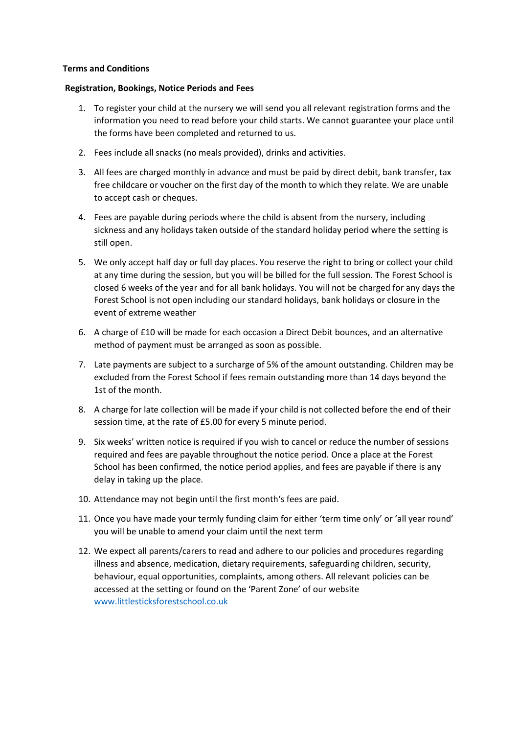**Terms and Conditions**

**Registration, Bookings, Notice Periods and Fees**

1. To register your child at the nursery we will send you all relevant registration forms and the information you need to read before your child starts. We cannot guarantee your place until the forms have been completed and returned to us.
2. Fees include all snacks (no meals provided), drinks and activities.
3. All fees are charged monthly in advance and must be paid by direct debit, bank transfer, tax free childcare or voucher on the first day of the month to which they relate. We are unable to accept cash or cheques.
4. Fees are payable during periods where the child is absent from the nursery, including sickness and any holidays taken outside of the standard holiday period where the setting is still open.
5. We only accept half day or full day places. You reserve the right to bring or collect your child at any time during the session, but you will be billed for the full session. The Forest School is closed 6 weeks of the year and for all bank holidays. You will not be charged for any days the Forest School is not open including our standard holidays, bank holidays or closure in the event of extreme weather
6. A charge of £10 will be made for each occasion a Direct Debit bounces, and an alternative method of payment must be arranged as soon as possible.
7. Late payments are subject to a surcharge of 5% of the amount outstanding. Children may be excluded from the Forest School if fees remain outstanding more than 14 days beyond the 1st of the month.
8. A charge for late collection will be made if your child is not collected before the end of their session time, at the rate of £5.00 for every 5 minute period.
9. Six weeks' written notice is required if you wish to cancel or reduce the number of sessions required and fees are payable throughout the notice period. Once a place at the Forest School has been confirmed, the notice period applies, and fees are payable if there is any delay in taking up the place.
10. Attendance may not begin until the first month's fees are paid.
11. Once you have made your termly funding claim for either 'term time only' or 'all year round' you will be unable to amend your claim until the next term
12. We expect all parents/carers to read and adhere to our policies and procedures regarding illness and absence, medication, dietary requirements, safeguarding children, security, behaviour, equal opportunities, complaints, among others. All relevant policies can be accessed at the setting or found on the 'Parent Zone' of our website [www.littlesticksforestschool.co.uk](http://www.littlesticksforestschool.co.uk)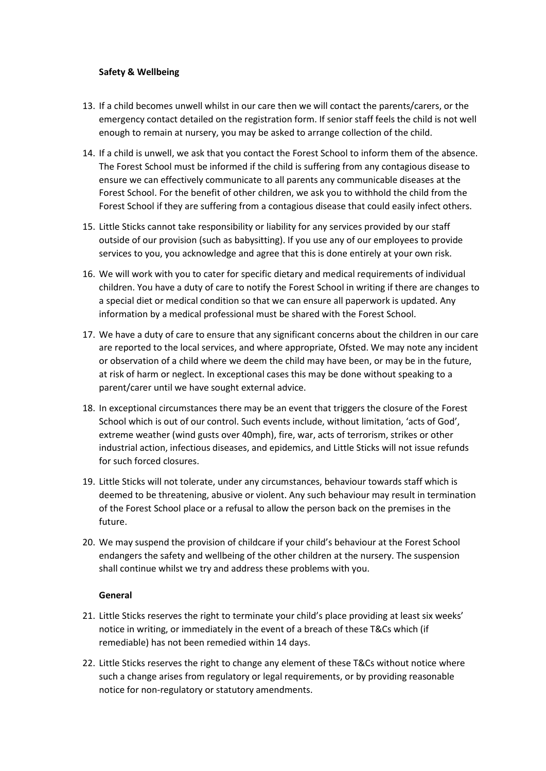**Safety & Wellbeing**

13. If a child becomes unwell whilst in our care then we will contact the parents/carers, or the emergency contact detailed on the registration form. If senior staff feels the child is not well enough to remain at nursery, you may be asked to arrange collection of the child.
14. If a child is unwell, we ask that you contact the Forest School to inform them of the absence. The Forest School must be informed if the child is suffering from any contagious disease to ensure we can effectively communicate to all parents any communicable diseases at the Forest School. For the benefit of other children, we ask you to withhold the child from the Forest School if they are suffering from a contagious disease that could easily infect others.
15. Little Sticks cannot take responsibility or liability for any services provided by our staff outside of our provision (such as babysitting). If you use any of our employees to provide services to you, you acknowledge and agree that this is done entirely at your own risk.
16. We will work with you to cater for specific dietary and medical requirements of individual children. You have a duty of care to notify the Forest School in writing if there are changes to a special diet or medical condition so that we can ensure all paperwork is updated. Any information by a medical professional must be shared with the Forest School.
17. We have a duty of care to ensure that any significant concerns about the children in our care are reported to the local services, and where appropriate, Ofsted. We may note any incident or observation of a child where we deem the child may have been, or may be in the future, at risk of harm or neglect. In exceptional cases this may be done without speaking to a parent/carer until we have sought external advice.
18. In exceptional circumstances there may be an event that triggers the closure of the Forest School which is out of our control. Such events include, without limitation, 'acts of God', extreme weather (wind gusts over 40mph), fire, war, acts of terrorism, strikes or other industrial action, infectious diseases, and epidemics, and Little Sticks will not issue refunds for such forced closures.
19. Little Sticks will not tolerate, under any circumstances, behaviour towards staff which is deemed to be threatening, abusive or violent. Any such behaviour may result in termination of the Forest School place or a refusal to allow the person back on the premises in the future.
20. We may suspend the provision of childcare if your child's behaviour at the Forest School endangers the safety and wellbeing of the other children at the nursery. The suspension shall continue whilst we try and address these problems with you.

**General**

21. Little Sticks reserves the right to terminate your child's place providing at least six weeks' notice in writing, or immediately in the event of a breach of these T&Cs which (if remediable) has not been remedied within 14 days.
22. Little Sticks reserves the right to change any element of these T&Cs without notice where such a change arises from regulatory or legal requirements, or by providing reasonable notice for non-regulatory or statutory amendments.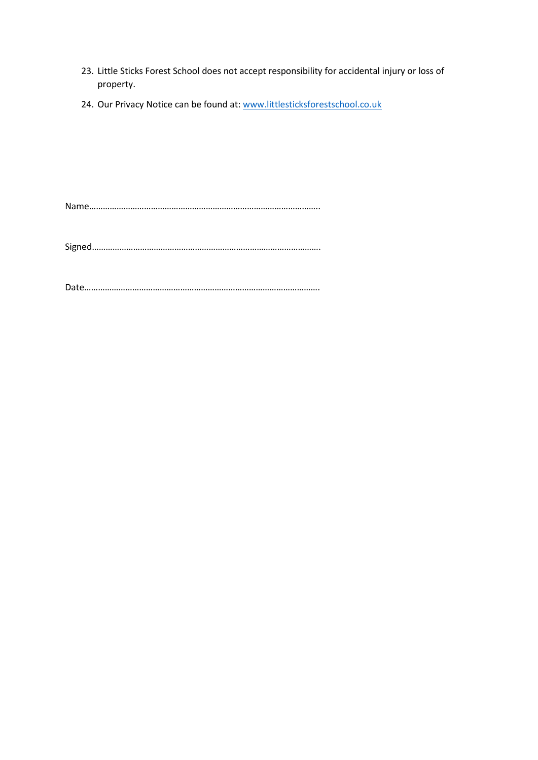23. Little Sticks Forest School does not accept responsibility for accidental injury or loss of property.

24. Our Privacy Notice can be found at: www.littlesticksforestschool.co.uk

Name…………………………………………………………………………………………..

Signed………………………………………………………………………………………..

Date…………………………………………………………………………………………..